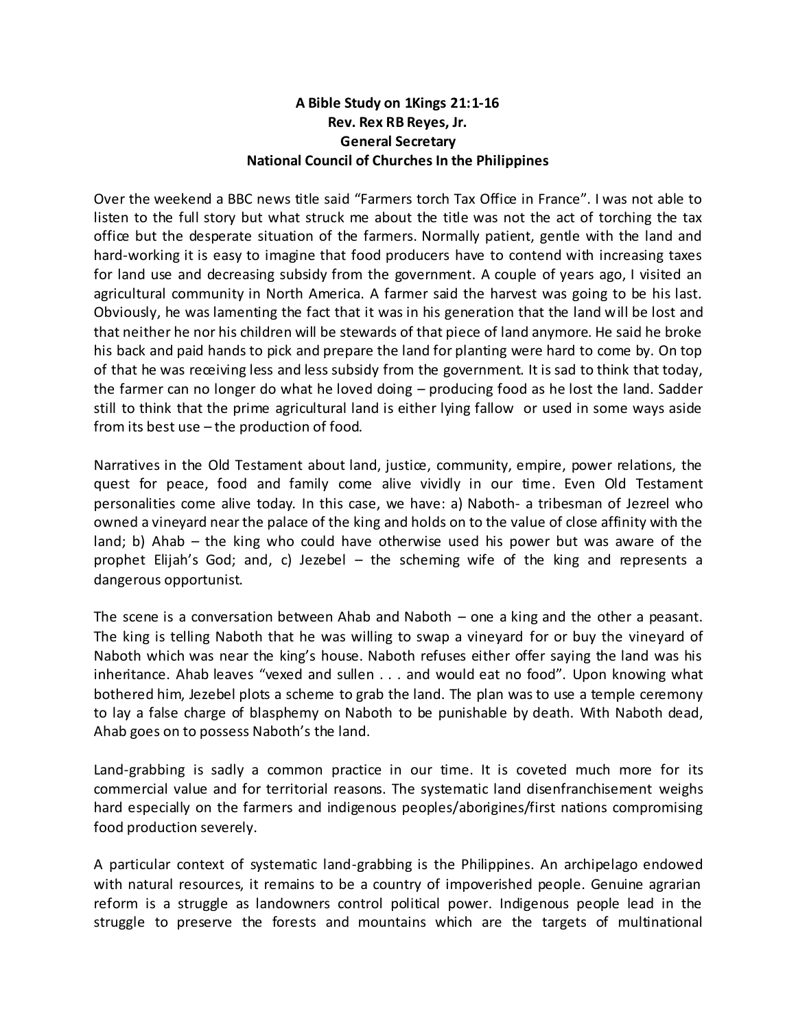**A Bible Study on 1Kings 21:1-16**
**Rev. Rex RB Reyes, Jr.**
**General Secretary**
**National Council of Churches In the Philippines**

Over the weekend a BBC news title said "Farmers torch Tax Office in France". I was not able to listen to the full story but what struck me about the title was not the act of torching the tax office but the desperate situation of the farmers. Normally patient, gentle with the land and hard-working it is easy to imagine that food producers have to contend with increasing taxes for land use and decreasing subsidy from the government. A couple of years ago, I visited an agricultural community in North America. A farmer said the harvest was going to be his last. Obviously, he was lamenting the fact that it was in his generation that the land will be lost and that neither he nor his children will be stewards of that piece of land anymore. He said he broke his back and paid hands to pick and prepare the land for planting were hard to come by. On top of that he was receiving less and less subsidy from the government. It is sad to think that today, the farmer can no longer do what he loved doing – producing food as he lost the land. Sadder still to think that the prime agricultural land is either lying fallow or used in some ways aside from its best use – the production of food.

Narratives in the Old Testament about land, justice, community, empire, power relations, the quest for peace, food and family come alive vividly in our time. Even Old Testament personalities come alive today. In this case, we have: a) Naboth- a tribesman of Jezreel who owned a vineyard near the palace of the king and holds on to the value of close affinity with the land; b) Ahab – the king who could have otherwise used his power but was aware of the prophet Elijah's God; and, c) Jezebel – the scheming wife of the king and represents a dangerous opportunist.

The scene is a conversation between Ahab and Naboth – one a king and the other a peasant. The king is telling Naboth that he was willing to swap a vineyard for or buy the vineyard of Naboth which was near the king's house. Naboth refuses either offer saying the land was his inheritance. Ahab leaves "vexed and sullen . . . and would eat no food". Upon knowing what bothered him, Jezebel plots a scheme to grab the land. The plan was to use a temple ceremony to lay a false charge of blasphemy on Naboth to be punishable by death. With Naboth dead, Ahab goes on to possess Naboth's the land.

Land-grabbing is sadly a common practice in our time. It is coveted much more for its commercial value and for territorial reasons. The systematic land disenfranchisement weighs hard especially on the farmers and indigenous peoples/aborigines/first nations compromising food production severely.

A particular context of systematic land-grabbing is the Philippines. An archipelago endowed with natural resources, it remains to be a country of impoverished people. Genuine agrarian reform is a struggle as landowners control political power. Indigenous people lead in the struggle to preserve the forests and mountains which are the targets of multinational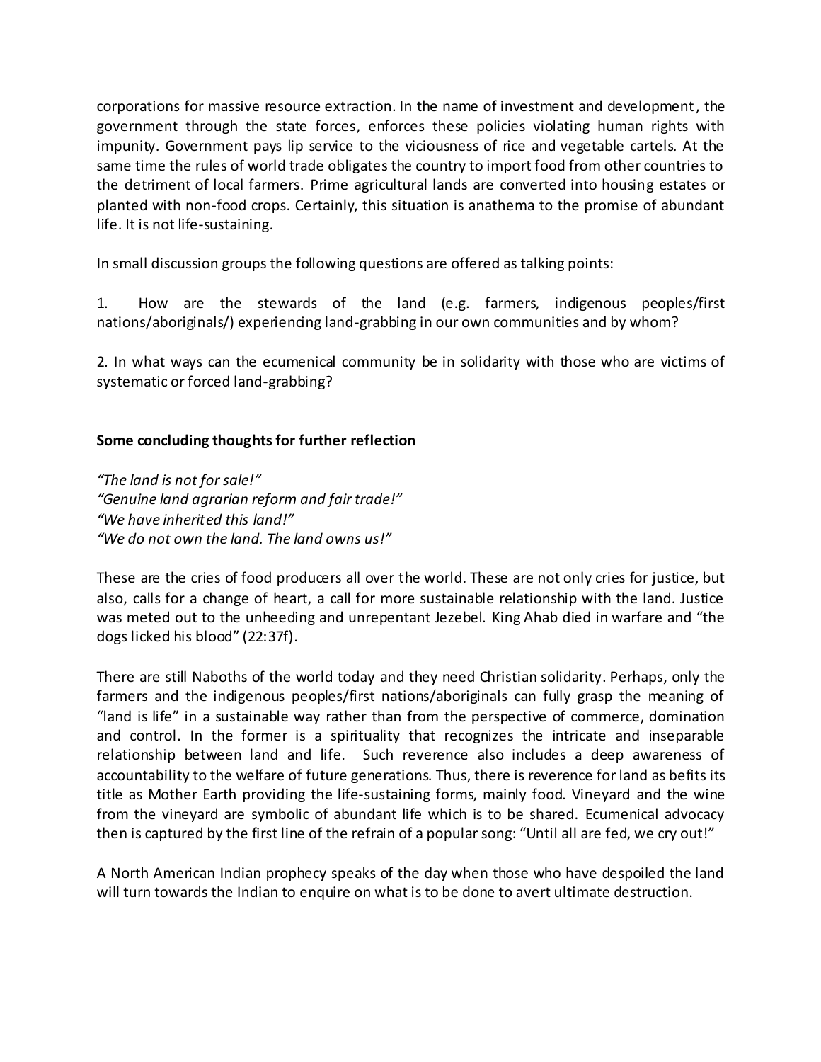corporations for massive resource extraction. In the name of investment and development, the government through the state forces, enforces these policies violating human rights with impunity. Government pays lip service to the viciousness of rice and vegetable cartels. At the same time the rules of world trade obligates the country to import food from other countries to the detriment of local farmers. Prime agricultural lands are converted into housing estates or planted with non-food crops. Certainly, this situation is anathema to the promise of abundant life. It is not life-sustaining.

In small discussion groups the following questions are offered as talking points:

1. How are the stewards of the land (e.g. farmers, indigenous peoples/first nations/aboriginals/) experiencing land-grabbing in our own communities and by whom?

2. In what ways can the ecumenical community be in solidarity with those who are victims of systematic or forced land-grabbing?

**Some concluding thoughts for further reflection**

*"The land is not for sale!"*
*"Genuine land agrarian reform and fair trade!"*
*"We have inherited this land!"*
*"We do not own the land. The land owns us!"*

These are the cries of food producers all over the world. These are not only cries for justice, but also, calls for a change of heart, a call for more sustainable relationship with the land. Justice was meted out to the unheeding and unrepentant Jezebel. King Ahab died in warfare and "the dogs licked his blood" (22:37f).

There are still Naboths of the world today and they need Christian solidarity. Perhaps, only the farmers and the indigenous peoples/first nations/aboriginals can fully grasp the meaning of "land is life" in a sustainable way rather than from the perspective of commerce, domination and control. In the former is a spirituality that recognizes the intricate and inseparable relationship between land and life. Such reverence also includes a deep awareness of accountability to the welfare of future generations. Thus, there is reverence for land as befits its title as Mother Earth providing the life-sustaining forms, mainly food. Vineyard and the wine from the vineyard are symbolic of abundant life which is to be shared. Ecumenical advocacy then is captured by the first line of the refrain of a popular song: "Until all are fed, we cry out!"

A North American Indian prophecy speaks of the day when those who have despoiled the land will turn towards the Indian to enquire on what is to be done to avert ultimate destruction.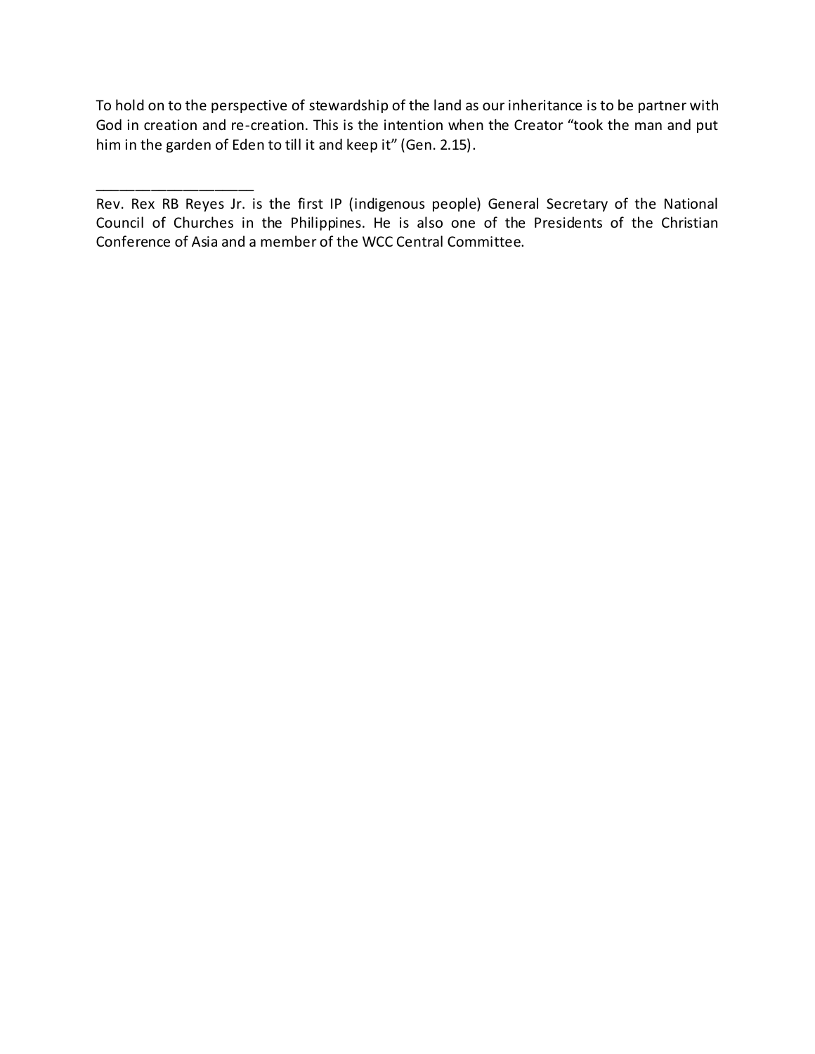To hold on to the perspective of stewardship of the land as our inheritance is to be partner with God in creation and re-creation. This is the intention when the Creator "took the man and put him in the garden of Eden to till it and keep it" (Gen. 2.15).

___________________

Rev. Rex RB Reyes Jr. is the first IP (indigenous people) General Secretary of the National Council of Churches in the Philippines. He is also one of the Presidents of the Christian Conference of Asia and a member of the WCC Central Committee.